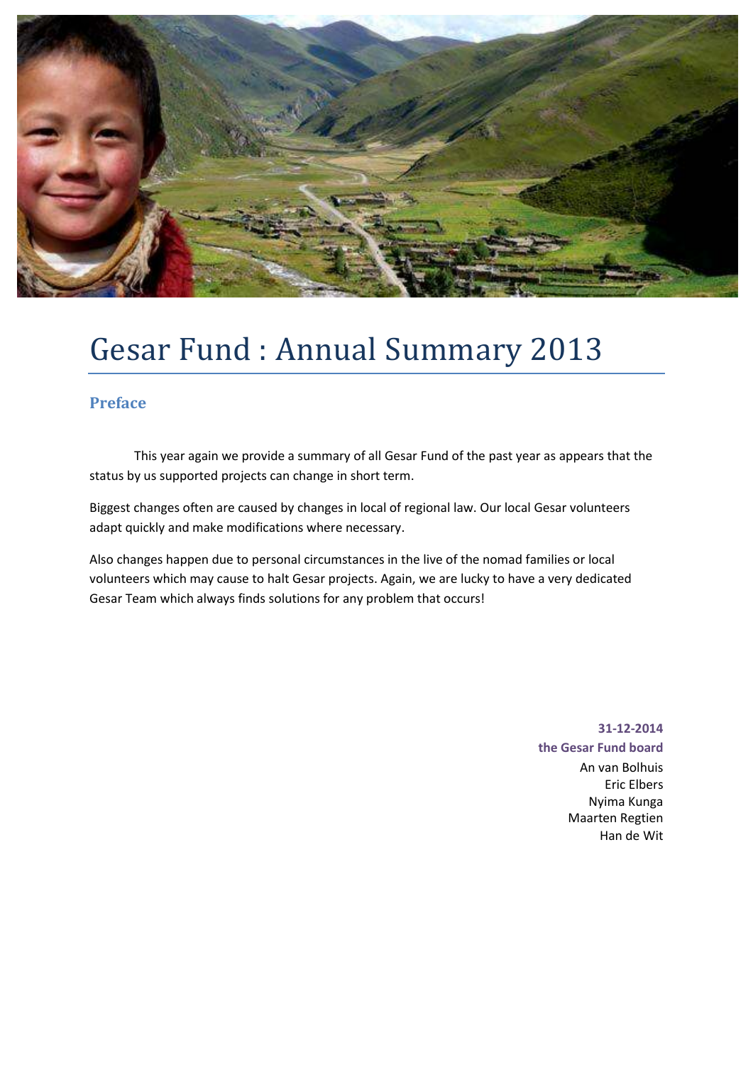# Gesar Fund : Annual Summary 2013

## Preface

This year again we provide a summary of all Gesar Fund of the past year as appears that the status by us supported projects can change in short term.

Biggest changes often are caused by changes in local of regional law. Our local Gesar volunteers adapt quickly and make modifications where necessary.

Also changes happen due to personal circumstances in the live of the nomad families or local volunteers which may cause to halt Gesar projects. Again, we are lucky to have a very dedicated Gesar Team which always finds solutions for any problem that occurs!

**31-12-2014**
**the Gesar Fund board**
An van Bolhuis
Eric Elbers
Nyima Kunga
Maarten Regtien
Han de Wit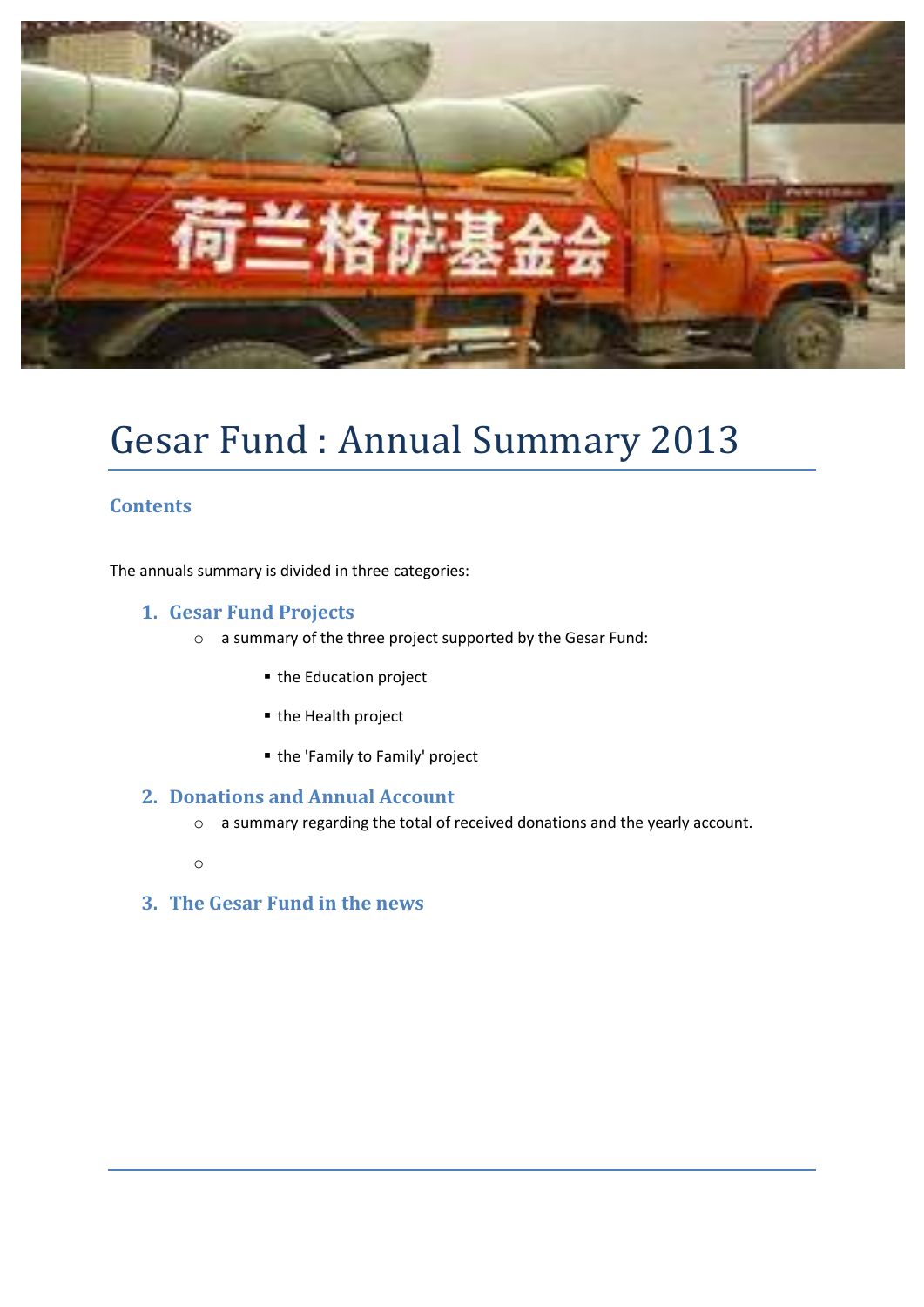# Gesar Fund : Annual Summary 2013

## Contents

The annuals summary is divided in three categories:

### 1. Gesar Fund Projects

- a summary of the three project supported by the Gesar Fund:
    - the Education project
    - the Health project
    - the 'Family to Family' project

### 2. Donations and Annual Account

- a summary regarding the total of received donations and the yearly account.

### 3. The Gesar Fund in the news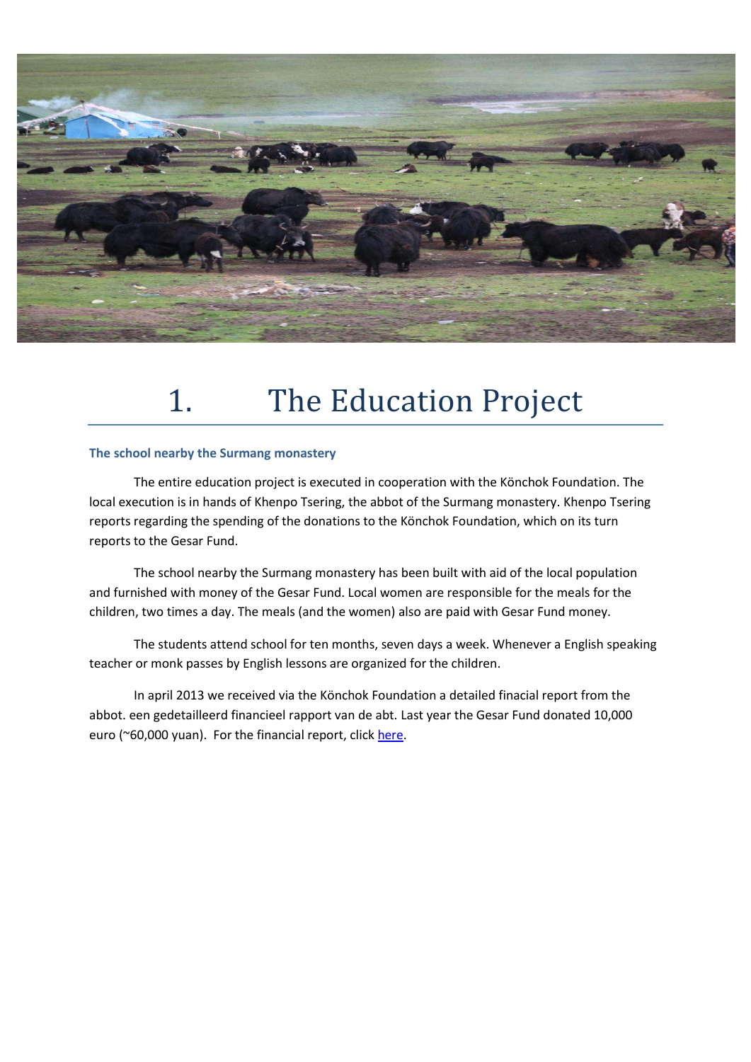# 1. The Education Project

### The school nearby the Surmang monastery

The entire education project is executed in cooperation with the Könchok Foundation. The local execution is in hands of Khenpo Tsering, the abbot of the Surmang monastery. Khenpo Tsering reports regarding the spending of the donations to the Könchok Foundation, which on its turn reports to the Gesar Fund.

The school nearby the Surmang monastery has been built with aid of the local population and furnished with money of the Gesar Fund. Local women are responsible for the meals for the children, two times a day. The meals (and the women) also are paid with Gesar Fund money.

The students attend school for ten months, seven days a week. Whenever a English speaking teacher or monk passes by English lessons are organized for the children.

In april 2013 we received via the Könchok Foundation a detailed finacial report from the abbot. een gedetailleerd financieel rapport van de abt. Last year the Gesar Fund donated 10,000 euro (~60,000 yuan). For the financial report, click here.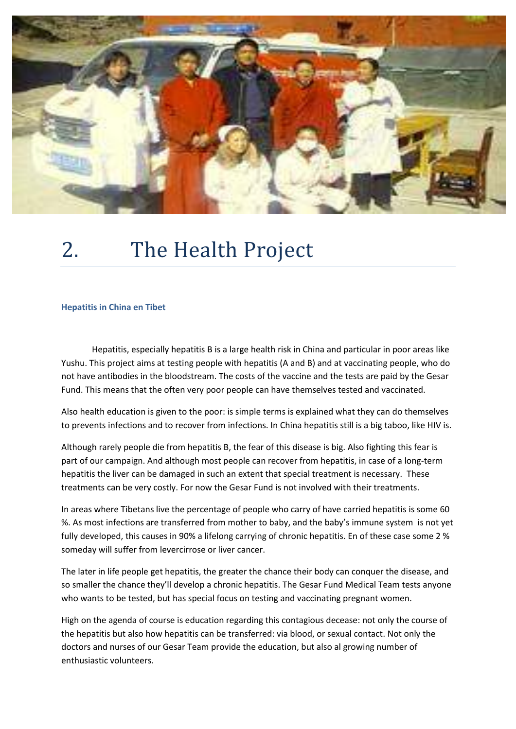# 2. The Health Project

### Hepatitis in China en Tibet

Hepatitis, especially hepatitis B is a large health risk in China and particular in poor areas like Yushu. This project aims at testing people with hepatitis (A and B) and at vaccinating people, who do not have antibodies in the bloodstream. The costs of the vaccine and the tests are paid by the Gesar Fund. This means that the often very poor people can have themselves tested and vaccinated.

Also health education is given to the poor: is simple terms is explained what they can do themselves to prevents infections and to recover from infections. In China hepatitis still is a big taboo, like HIV is.

Although rarely people die from hepatitis B, the fear of this disease is big. Also fighting this fear is part of our campaign. And although most people can recover from hepatitis, in case of a long-term hepatitis the liver can be damaged in such an extent that special treatment is necessary. These treatments can be very costly. For now the Gesar Fund is not involved with their treatments.

In areas where Tibetans live the percentage of people who carry of have carried hepatitis is some 60 %. As most infections are transferred from mother to baby, and the baby's immune system is not yet fully developed, this causes in 90% a lifelong carrying of chronic hepatitis. En of these case some 2 % someday will suffer from levercirrose or liver cancer.

The later in life people get hepatitis, the greater the chance their body can conquer the disease, and so smaller the chance they'll develop a chronic hepatitis. The Gesar Fund Medical Team tests anyone who wants to be tested, but has special focus on testing and vaccinating pregnant women.

High on the agenda of course is education regarding this contagious decease: not only the course of the hepatitis but also how hepatitis can be transferred: via blood, or sexual contact. Not only the doctors and nurses of our Gesar Team provide the education, but also al growing number of enthusiastic volunteers.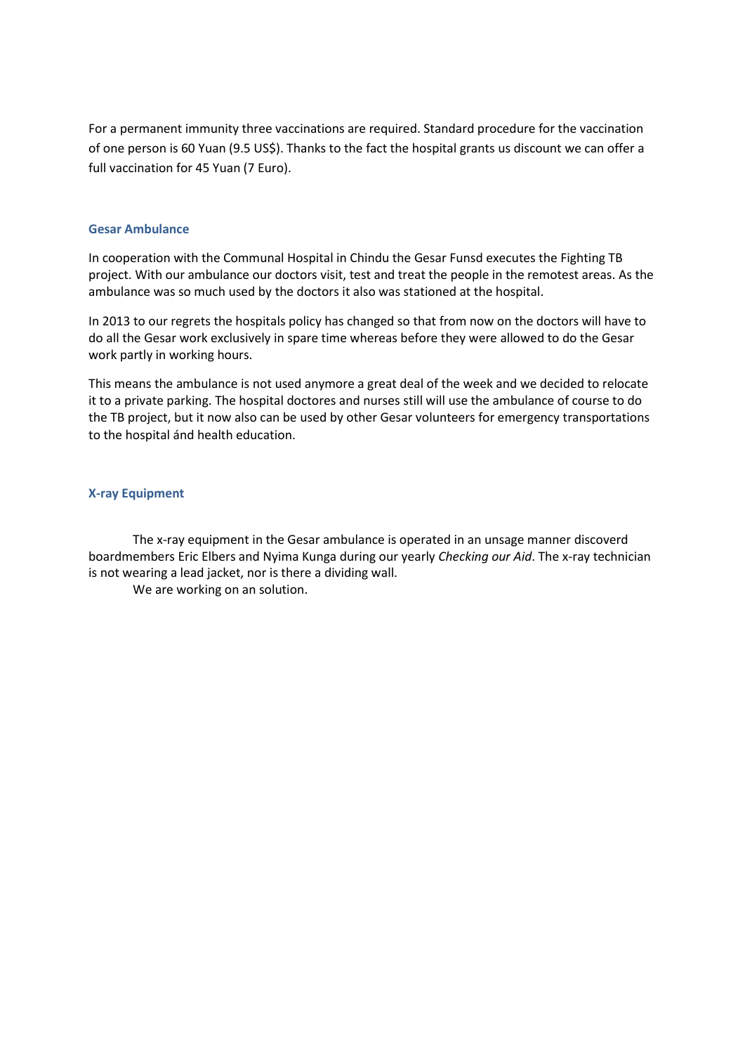For a permanent immunity three vaccinations are required. Standard procedure for the vaccination of one person is 60 Yuan (9.5 US$). Thanks to the fact the hospital grants us discount we can offer a full vaccination for 45 Yuan (7 Euro).

### Gesar Ambulance

In cooperation with the Communal Hospital in Chindu the Gesar Funsd executes the Fighting TB project. With our ambulance our doctors visit, test and treat the people in the remotest areas. As the ambulance was so much used by the doctors it also was stationed at the hospital.

In 2013 to our regrets the hospitals policy has changed so that from now on the doctors will have to do all the Gesar work exclusively in spare time whereas before they were allowed to do the Gesar work partly in working hours.

This means the ambulance is not used anymore a great deal of the week and we decided to relocate it to a private parking. The hospital doctores and nurses still will use the ambulance of course to do the TB project, but it now also can be used by other Gesar volunteers for emergency transportations to the hospital ánd health education.

### X-ray Equipment

The x-ray equipment in the Gesar ambulance is operated in an unsage manner discoverd boardmembers Eric Elbers and Nyima Kunga during our yearly *Checking our Aid*. The x-ray technician is not wearing a lead jacket, nor is there a dividing wall.

We are working on an solution.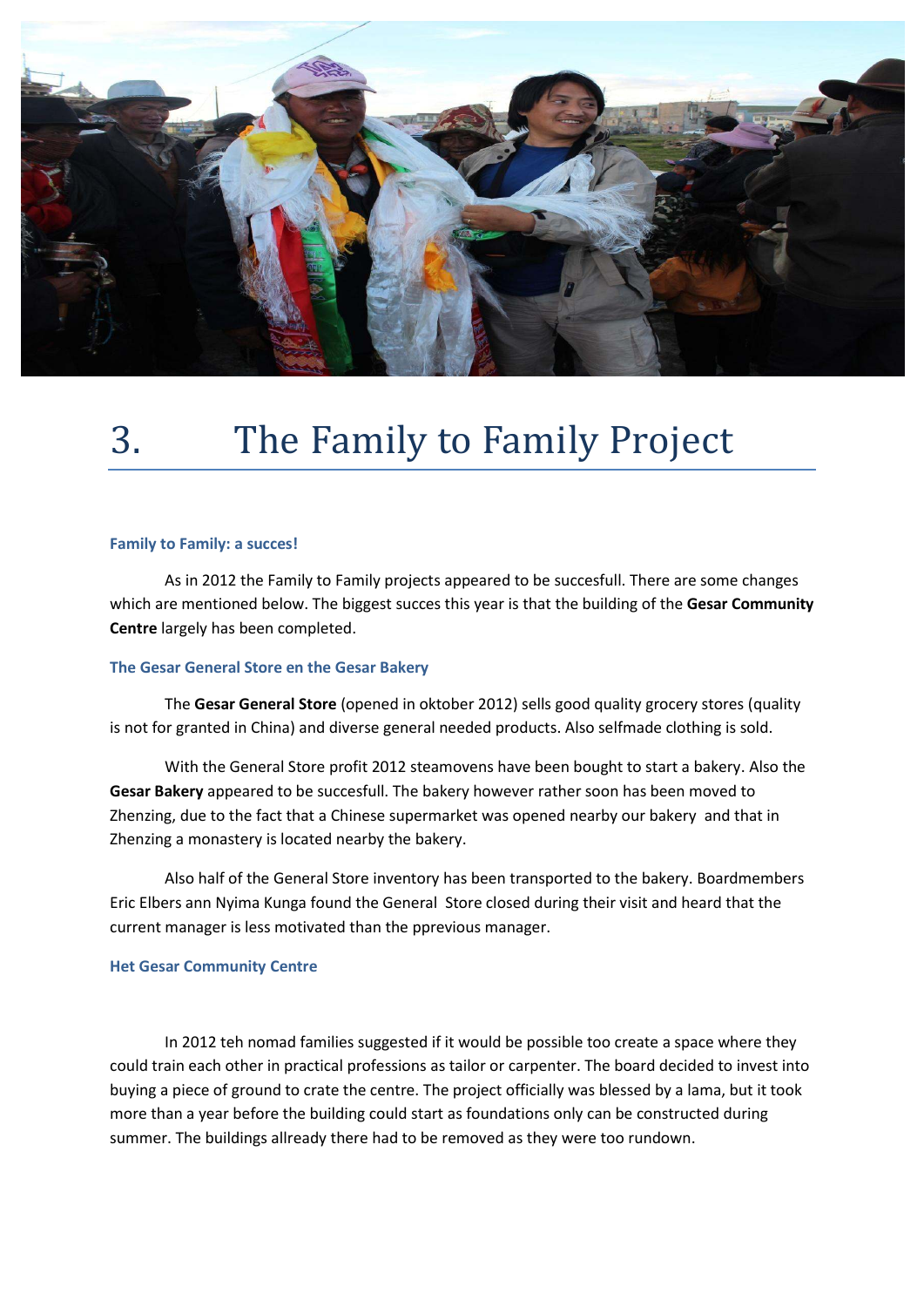# 3. The Family to Family Project

### Family to Family: a succes!

As in 2012 the Family to Family projects appeared to be succesfull. There are some changes which are mentioned below. The biggest succes this year is that the building of the **Gesar Community Centre** largely has been completed.

### The Gesar General Store en the Gesar Bakery

The **Gesar General Store** (opened in oktober 2012) sells good quality grocery stores (quality is not for granted in China) and diverse general needed products. Also selfmade clothing is sold.

With the General Store profit 2012 steamovens have been bought to start a bakery. Also the **Gesar Bakery** appeared to be succesfull. The bakery however rather soon has been moved to Zhenzing, due to the fact that a Chinese supermarket was opened nearby our bakery and that in Zhenzing a monastery is located nearby the bakery.

Also half of the General Store inventory has been transported to the bakery. Boardmembers Eric Elbers ann Nyima Kunga found the General Store closed during their visit and heard that the current manager is less motivated than the pprevious manager.

### Het Gesar Community Centre

In 2012 teh nomad families suggested if it would be possible too create a space where they could train each other in practical professions as tailor or carpenter. The board decided to invest into buying a piece of ground to crate the centre. The project officially was blessed by a lama, but it took more than a year before the building could start as foundations only can be constructed during summer. The buildings allready there had to be removed as they were too rundown.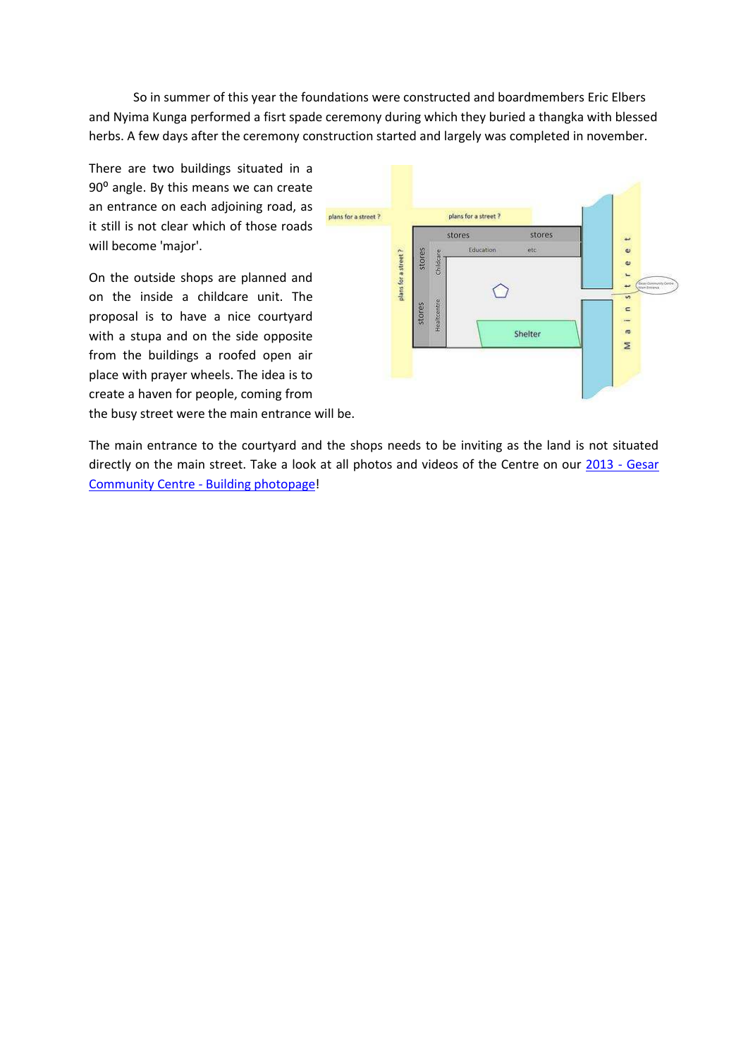So in summer of this year the foundations were constructed and boardmembers Eric Elbers and Nyima Kunga performed a fisrt spade ceremony during which they buried a thangka with blessed herbs. A few days after the ceremony construction started and largely was completed in november.

There are two buildings situated in a 90⁰ angle. By this means we can create an entrance on each adjoining road, as it still is not clear which of those roads will become 'major'.

On the outside shops are planned and on the inside a childcare unit. The proposal is to have a nice courtyard with a stupa and on the side opposite from the buildings a roofed open air place with prayer wheels. The idea is to create a haven for people, coming from the busy street were the main entrance will be.

The main entrance to the courtyard and the shops needs to be inviting as the land is not situated directly on the main street. Take a look at all photos and videos of the Centre on our [2013 - Gesar Community Centre - Building photopage]!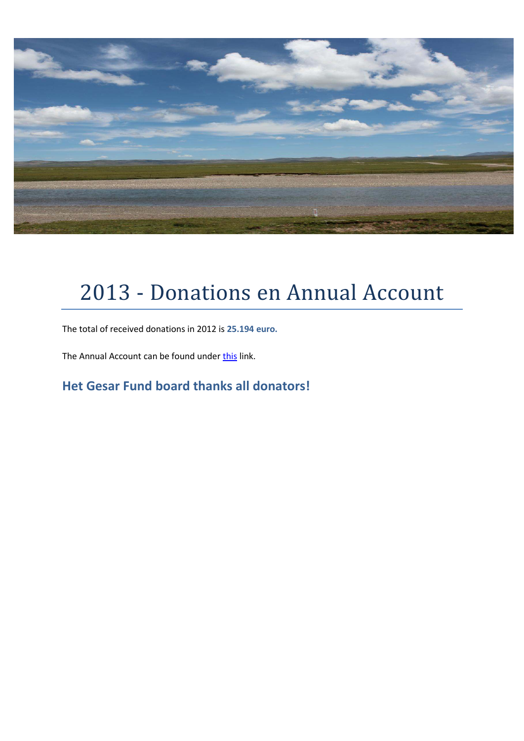# 2013 - Donations en Annual Account

The total of received donations in 2012 is **25.194 euro.**

The Annual Account can be found under this link.

## Het Gesar Fund board thanks all donators!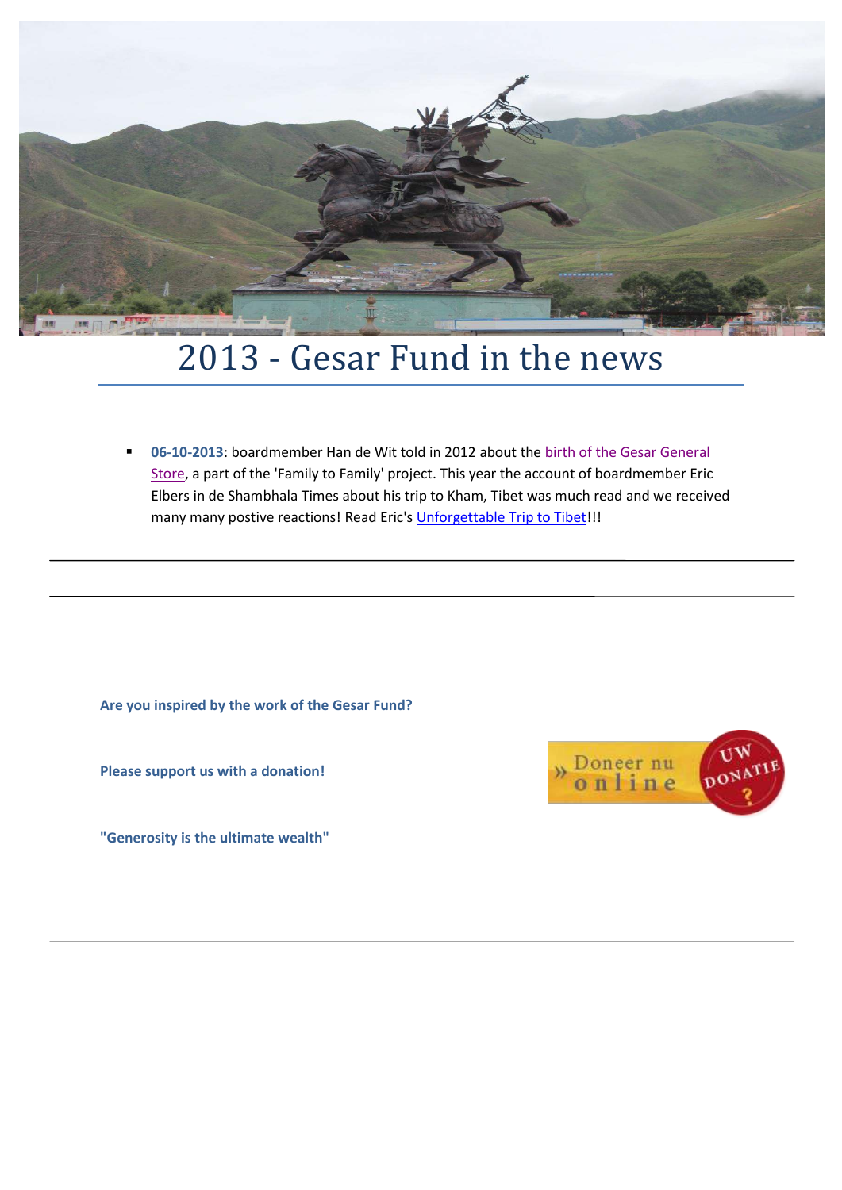# 2013 - Gesar Fund in the news

- **06-10-2013**: boardmember Han de Wit told in 2012 about the birth of the Gesar General Store, a part of the 'Family to Family' project. This year the account of boardmember Eric Elbers in de Shambhala Times about his trip to Kham, Tibet was much read and we received many many postive reactions! Read Eric's Unforgettable Trip to Tibet!!!

---

---

**Are you inspired by the work of the Gesar Fund?**

**Please support us with a donation!**

**"Generosity is the ultimate wealth"**

---